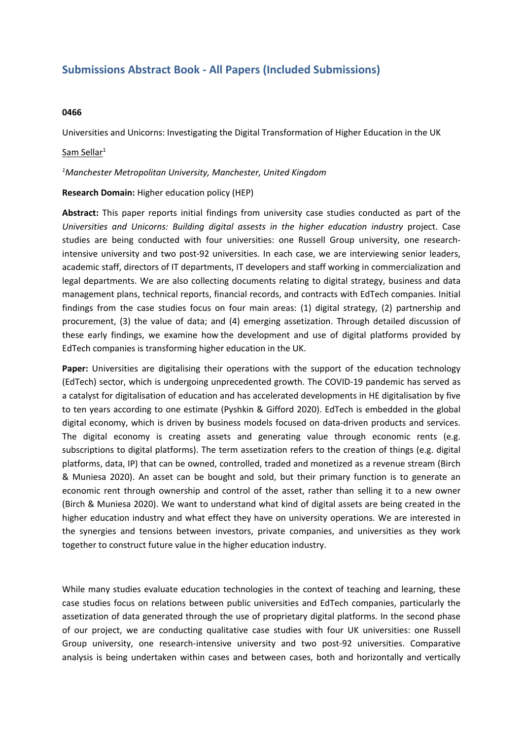## Submissions Abstract Book - All Papers (Included Submissions)

**0466**

Universities and Unicorns: Investigating the Digital Transformation of Higher Education in the UK

Sam Sellar[1]

*[1]Manchester Metropolitan University, Manchester, United Kingdom*

**Research Domain:** Higher education policy (HEP)

**Abstract:** This paper reports initial findings from university case studies conducted as part of the *Universities and Unicorns: Building digital assests in the higher education industry* project. Case studies are being conducted with four universities: one Russell Group university, one research-intensive university and two post-92 universities. In each case, we are interviewing senior leaders, academic staff, directors of IT departments, IT developers and staff working in commercialization and legal departments. We are also collecting documents relating to digital strategy, business and data management plans, technical reports, financial records, and contracts with EdTech companies. Initial findings from the case studies focus on four main areas: (1) digital strategy, (2) partnership and procurement, (3) the value of data; and (4) emerging assetization. Through detailed discussion of these early findings, we examine how the development and use of digital platforms provided by EdTech companies is transforming higher education in the UK.

**Paper:** Universities are digitalising their operations with the support of the education technology (EdTech) sector, which is undergoing unprecedented growth. The COVID-19 pandemic has served as a catalyst for digitalisation of education and has accelerated developments in HE digitalisation by five to ten years according to one estimate (Pyshkin & Gifford 2020). EdTech is embedded in the global digital economy, which is driven by business models focused on data-driven products and services. The digital economy is creating assets and generating value through economic rents (e.g. subscriptions to digital platforms). The term assetization refers to the creation of things (e.g. digital platforms, data, IP) that can be owned, controlled, traded and monetized as a revenue stream (Birch & Muniesa 2020). An asset can be bought and sold, but their primary function is to generate an economic rent through ownership and control of the asset, rather than selling it to a new owner (Birch & Muniesa 2020). We want to understand what kind of digital assets are being created in the higher education industry and what effect they have on university operations. We are interested in the synergies and tensions between investors, private companies, and universities as they work together to construct future value in the higher education industry.

While many studies evaluate education technologies in the context of teaching and learning, these case studies focus on relations between public universities and EdTech companies, particularly the assetization of data generated through the use of proprietary digital platforms. In the second phase of our project, we are conducting qualitative case studies with four UK universities: one Russell Group university, one research-intensive university and two post-92 universities. Comparative analysis is being undertaken within cases and between cases, both and horizontally and vertically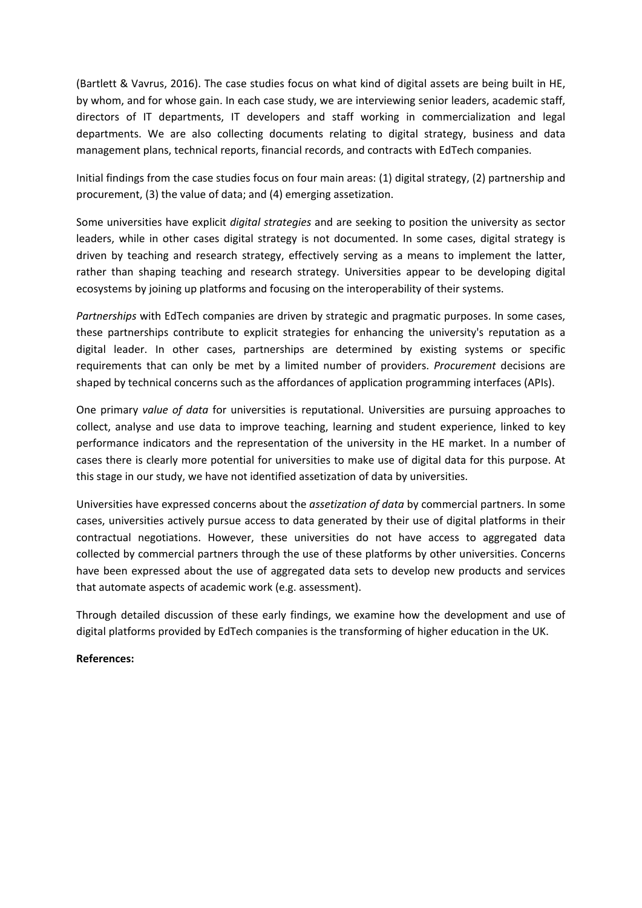(Bartlett & Vavrus, 2016). The case studies focus on what kind of digital assets are being built in HE, by whom, and for whose gain. In each case study, we are interviewing senior leaders, academic staff, directors of IT departments, IT developers and staff working in commercialization and legal departments. We are also collecting documents relating to digital strategy, business and data management plans, technical reports, financial records, and contracts with EdTech companies.

Initial findings from the case studies focus on four main areas: (1) digital strategy, (2) partnership and procurement, (3) the value of data; and (4) emerging assetization.

Some universities have explicit *digital strategies* and are seeking to position the university as sector leaders, while in other cases digital strategy is not documented. In some cases, digital strategy is driven by teaching and research strategy, effectively serving as a means to implement the latter, rather than shaping teaching and research strategy. Universities appear to be developing digital ecosystems by joining up platforms and focusing on the interoperability of their systems.

*Partnerships* with EdTech companies are driven by strategic and pragmatic purposes. In some cases, these partnerships contribute to explicit strategies for enhancing the university's reputation as a digital leader. In other cases, partnerships are determined by existing systems or specific requirements that can only be met by a limited number of providers. *Procurement* decisions are shaped by technical concerns such as the affordances of application programming interfaces (APIs).

One primary *value of data* for universities is reputational. Universities are pursuing approaches to collect, analyse and use data to improve teaching, learning and student experience, linked to key performance indicators and the representation of the university in the HE market. In a number of cases there is clearly more potential for universities to make use of digital data for this purpose. At this stage in our study, we have not identified assetization of data by universities.

Universities have expressed concerns about the *assetization of data* by commercial partners. In some cases, universities actively pursue access to data generated by their use of digital platforms in their contractual negotiations. However, these universities do not have access to aggregated data collected by commercial partners through the use of these platforms by other universities. Concerns have been expressed about the use of aggregated data sets to develop new products and services that automate aspects of academic work (e.g. assessment).

Through detailed discussion of these early findings, we examine how the development and use of digital platforms provided by EdTech companies is the transforming of higher education in the UK.

**References:**